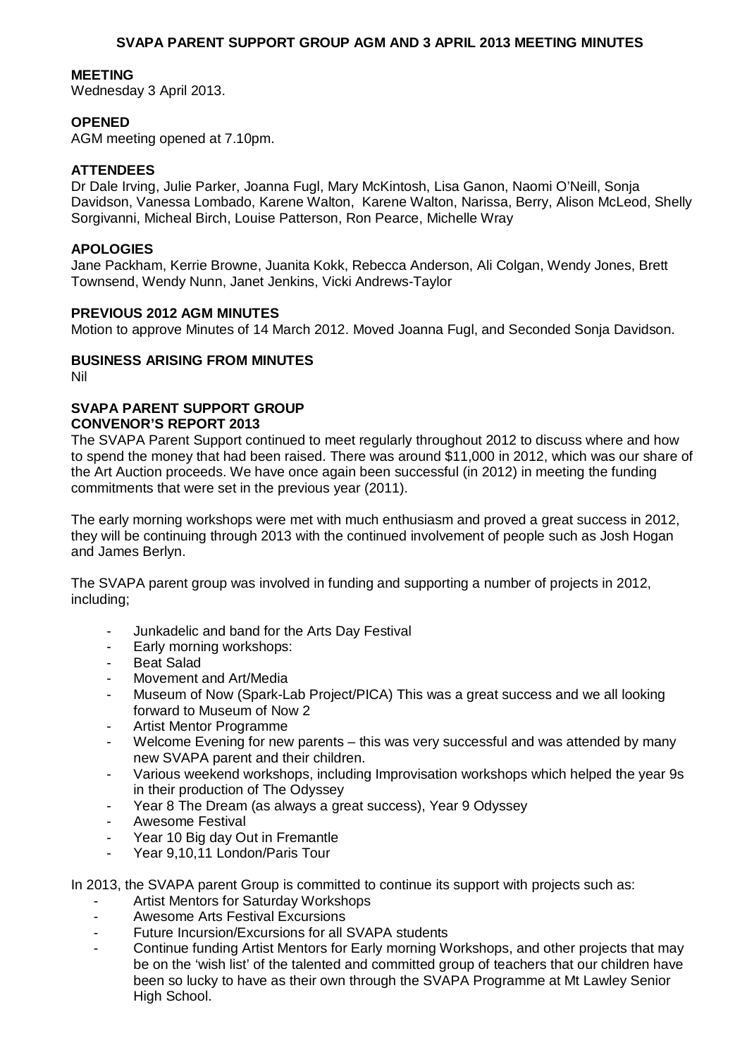# SVAPA PARENT SUPPORT GROUP AGM AND 3 APRIL 2013 MEETING MINUTES

## MEETING

Wednesday 3 April 2013.

## OPENED

AGM meeting opened at 7.10pm.

## ATTENDEES

Dr Dale Irving, Julie Parker, Joanna Fugl, Mary McKintosh, Lisa Ganon, Naomi O'Neill, Sonja Davidson, Vanessa Lombado, Karene Walton, Karene Walton, Narissa, Berry, Alison McLeod, Shelly Sorgivanni, Micheal Birch, Louise Patterson, Ron Pearce, Michelle Wray

## APOLOGIES

Jane Packham, Kerrie Browne, Juanita Kokk, Rebecca Anderson, Ali Colgan, Wendy Jones, Brett Townsend, Wendy Nunn, Janet Jenkins, Vicki Andrews-Taylor

## PREVIOUS 2012 AGM MINUTES

Motion to approve Minutes of 14 March 2012. Moved Joanna Fugl, and Seconded Sonja Davidson.

## BUSINESS ARISING FROM MINUTES

Nil

## SVAPA PARENT SUPPORT GROUP CONVENOR'S REPORT 2013

The SVAPA Parent Support continued to meet regularly throughout 2012 to discuss where and how to spend the money that had been raised. There was around $11,000 in 2012, which was our share of the Art Auction proceeds. We have once again been successful (in 2012) in meeting the funding commitments that were set in the previous year (2011).

The early morning workshops were met with much enthusiasm and proved a great success in 2012, they will be continuing through 2013 with the continued involvement of people such as Josh Hogan and James Berlyn.

The SVAPA parent group was involved in funding and supporting a number of projects in 2012, including;

- Junkadelic and band for the Arts Day Festival
- Early morning workshops:
- Beat Salad
- Movement and Art/Media
- Museum of Now (Spark-Lab Project/PICA) This was a great success and we all looking forward to Museum of Now 2
- Artist Mentor Programme
- Welcome Evening for new parents – this was very successful and was attended by many new SVAPA parent and their children.
- Various weekend workshops, including Improvisation workshops which helped the year 9s in their production of The Odyssey
- Year 8 The Dream (as always a great success), Year 9 Odyssey
- Awesome Festival
- Year 10 Big day Out in Fremantle
- Year 9,10,11 London/Paris Tour

In 2013, the SVAPA parent Group is committed to continue its support with projects such as:

- Artist Mentors for Saturday Workshops
- Awesome Arts Festival Excursions
- Future Incursion/Excursions for all SVAPA students
- Continue funding Artist Mentors for Early morning Workshops, and other projects that may be on the 'wish list' of the talented and committed group of teachers that our children have been so lucky to have as their own through the SVAPA Programme at Mt Lawley Senior High School.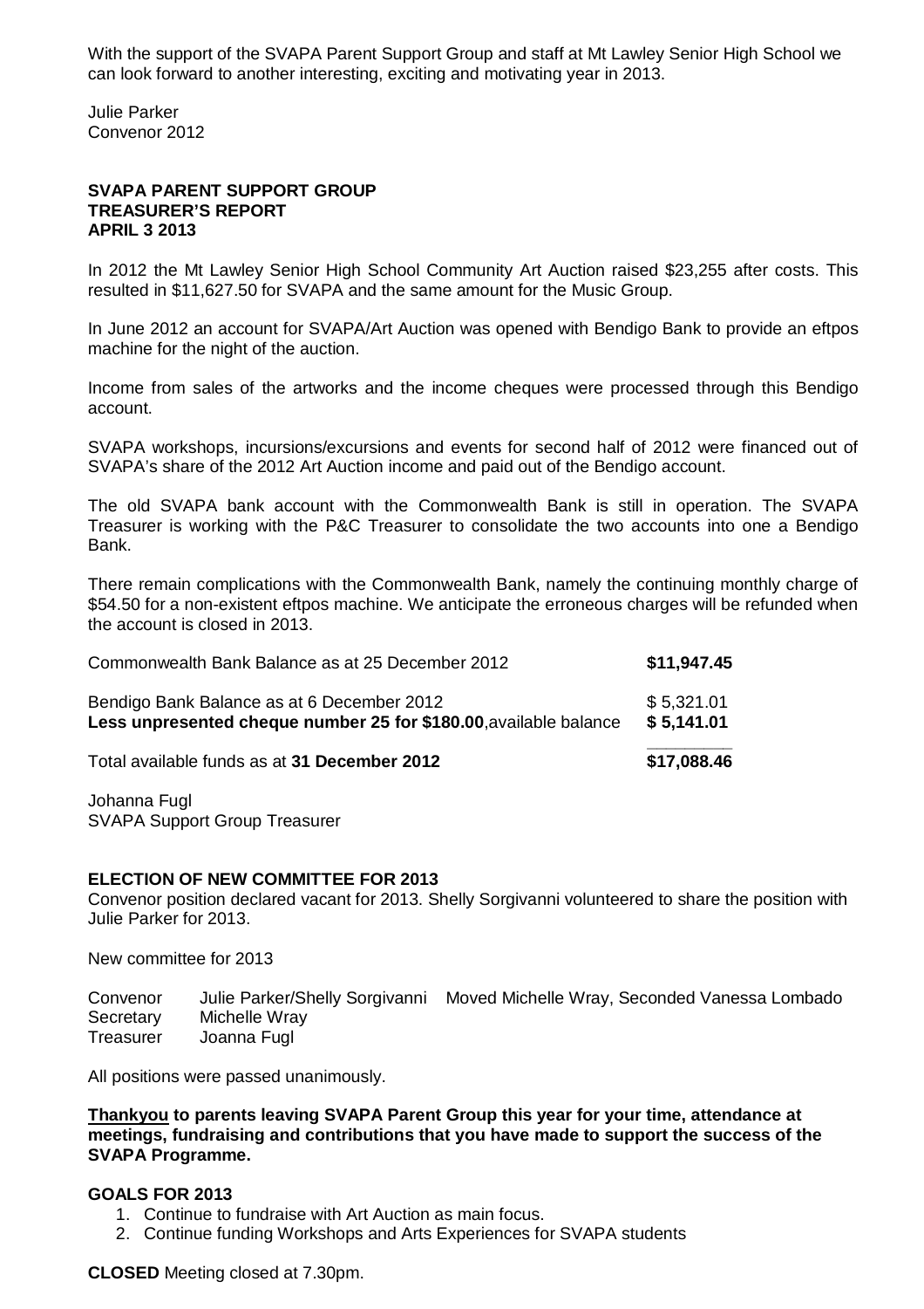With the support of the SVAPA Parent Support Group and staff at Mt Lawley Senior High School we can look forward to another interesting, exciting and motivating year in 2013.

Julie Parker
Convenor 2012

**SVAPA PARENT SUPPORT GROUP**
**TREASURER'S REPORT**
**APRIL 3 2013**

In 2012 the Mt Lawley Senior High School Community Art Auction raised $23,255 after costs. This resulted in $11,627.50 for SVAPA and the same amount for the Music Group.

In June 2012 an account for SVAPA/Art Auction was opened with Bendigo Bank to provide an eftpos machine for the night of the auction.

Income from sales of the artworks and the income cheques were processed through this Bendigo account.

SVAPA workshops, incursions/excursions and events for second half of 2012 were financed out of SVAPA's share of the 2012 Art Auction income and paid out of the Bendigo account.

The old SVAPA bank account with the Commonwealth Bank is still in operation. The SVAPA Treasurer is working with the P&C Treasurer to consolidate the two accounts into one a Bendigo Bank.

There remain complications with the Commonwealth Bank, namely the continuing monthly charge of $54.50 for a non-existent eftpos machine. We anticipate the erroneous charges will be refunded when the account is closed in 2013.

| | |
|---|---|
| Commonwealth Bank Balance as at 25 December 2012 | **$11,947.45** |
| Bendigo Bank Balance as at 6 December 2012 | $ 5,321.01 |
| **Less unpresented cheque number 25 for $180.00**, available balance | **$ 5,141.01** |
| Total available funds as at **31 December 2012** | **$17,088.46** |

Johanna Fugl
SVAPA Support Group Treasurer

**ELECTION OF NEW COMMITTEE FOR 2013**
Convenor position declared vacant for 2013. Shelly Sorgivanni volunteered to share the position with Julie Parker for 2013.

New committee for 2013

| | | |
|---|---|---|
| Convenor | Julie Parker/Shelly Sorgivanni | Moved Michelle Wray, Seconded Vanessa Lombado |
| Secretary | Michelle Wray | |
| Treasurer | Joanna Fugl | |

All positions were passed unanimously.

**Thankyou to parents leaving SVAPA Parent Group this year for your time, attendance at meetings, fundraising and contributions that you have made to support the success of the SVAPA Programme.**

**GOALS FOR 2013**

1. Continue to fundraise with Art Auction as main focus.
2. Continue funding Workshops and Arts Experiences for SVAPA students

**CLOSED** Meeting closed at 7.30pm.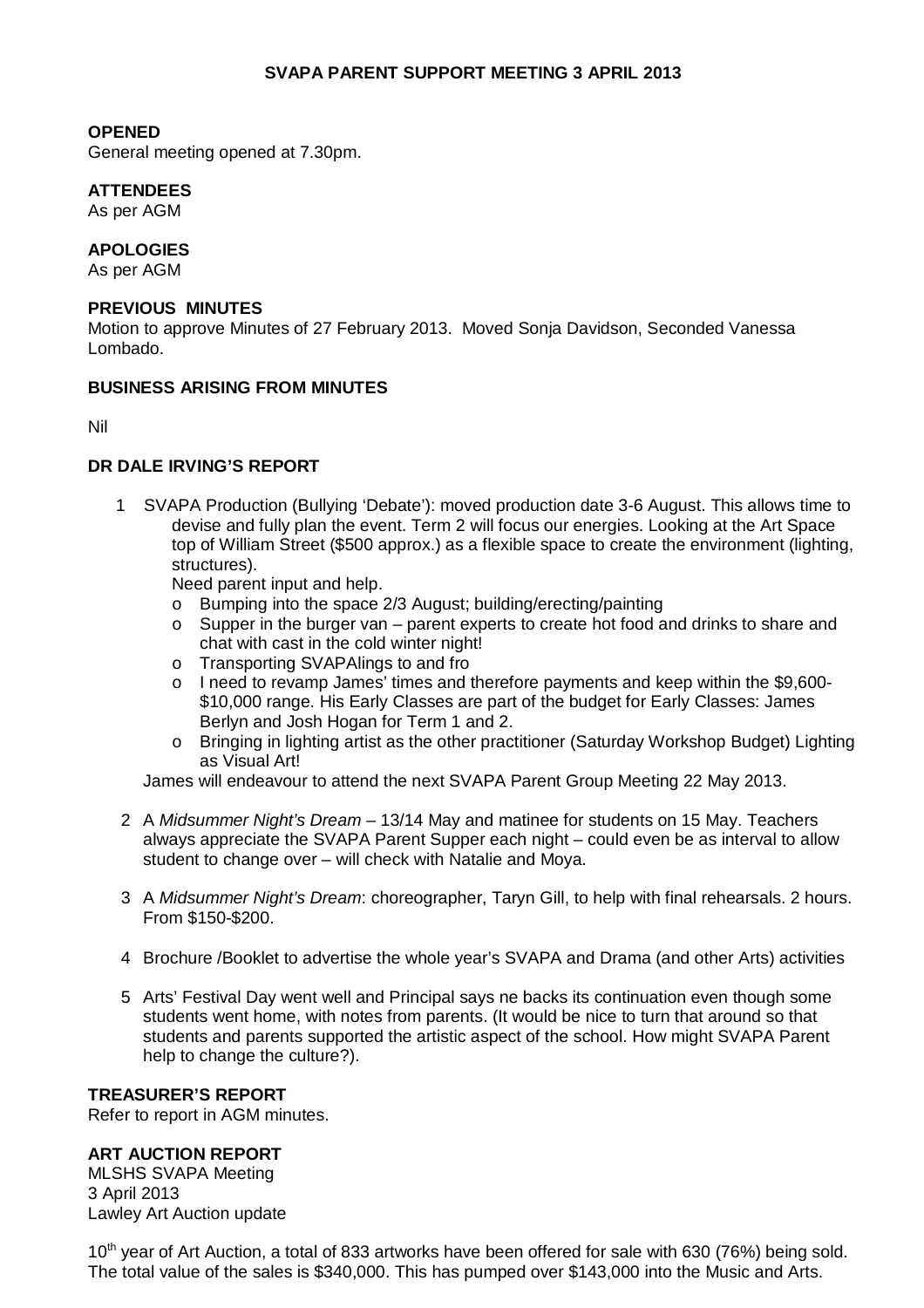**SVAPA PARENT SUPPORT MEETING 3 APRIL 2013**

**OPENED**
General meeting opened at 7.30pm.

**ATTENDEES**
As per AGM

**APOLOGIES**
As per AGM

**PREVIOUS MINUTES**
Motion to approve Minutes of 27 February 2013. Moved Sonja Davidson, Seconded Vanessa Lombado.

**BUSINESS ARISING FROM MINUTES**

Nil

**DR DALE IRVING'S REPORT**

1. SVAPA Production (Bullying 'Debate'): moved production date 3-6 August. This allows time to devise and fully plan the event. Term 2 will focus our energies. Looking at the Art Space top of William Street ($500 approx.) as a flexible space to create the environment (lighting, structures).
   Need parent input and help.
   - Bumping into the space 2/3 August; building/erecting/painting
   - Supper in the burger van – parent experts to create hot food and drinks to share and chat with cast in the cold winter night!
   - Transporting SVAPAlings to and fro
   - I need to revamp James' times and therefore payments and keep within the $9,600-$10,000 range. His Early Classes are part of the budget for Early Classes: James Berlyn and Josh Hogan for Term 1 and 2.
   - Bringing in lighting artist as the other practitioner (Saturday Workshop Budget) Lighting as Visual Art!

   James will endeavour to attend the next SVAPA Parent Group Meeting 22 May 2013.

2. A *Midsummer Night's Dream* – 13/14 May and matinee for students on 15 May. Teachers always appreciate the SVAPA Parent Supper each night – could even be as interval to allow student to change over – will check with Natalie and Moya.

3. A *Midsummer Night's Dream*: choreographer, Taryn Gill, to help with final rehearsals. 2 hours. From $150-$200.

4. Brochure /Booklet to advertise the whole year's SVAPA and Drama (and other Arts) activities

5. Arts' Festival Day went well and Principal says ne backs its continuation even though some students went home, with notes from parents. (It would be nice to turn that around so that students and parents supported the artistic aspect of the school. How might SVAPA Parent help to change the culture?).

**TREASURER'S REPORT**
Refer to report in AGM minutes.

**ART AUCTION REPORT**
MLSHS SVAPA Meeting
3 April 2013
Lawley Art Auction update

10th year of Art Auction, a total of 833 artworks have been offered for sale with 630 (76%) being sold. The total value of the sales is $340,000. This has pumped over $143,000 into the Music and Arts.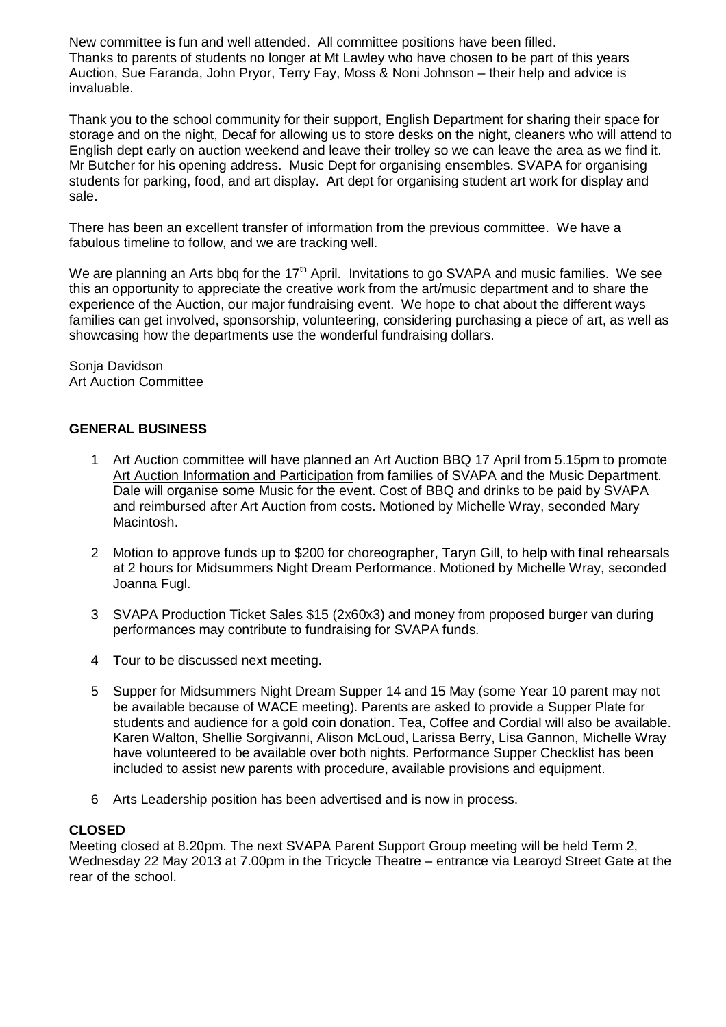New committee is fun and well attended. All committee positions have been filled.
Thanks to parents of students no longer at Mt Lawley who have chosen to be part of this years Auction, Sue Faranda, John Pryor, Terry Fay, Moss & Noni Johnson – their help and advice is invaluable.

Thank you to the school community for their support, English Department for sharing their space for storage and on the night, Decaf for allowing us to store desks on the night, cleaners who will attend to English dept early on auction weekend and leave their trolley so we can leave the area as we find it. Mr Butcher for his opening address. Music Dept for organising ensembles. SVAPA for organising students for parking, food, and art display. Art dept for organising student art work for display and sale.

There has been an excellent transfer of information from the previous committee. We have a fabulous timeline to follow, and we are tracking well.

We are planning an Arts bbq for the 17th April. Invitations to go SVAPA and music families. We see this an opportunity to appreciate the creative work from the art/music department and to share the experience of the Auction, our major fundraising event. We hope to chat about the different ways families can get involved, sponsorship, volunteering, considering purchasing a piece of art, as well as showcasing how the departments use the wonderful fundraising dollars.

Sonja Davidson
Art Auction Committee

**GENERAL BUSINESS**

1. Art Auction committee will have planned an Art Auction BBQ 17 April from 5.15pm to promote Art Auction Information and Participation from families of SVAPA and the Music Department. Dale will organise some Music for the event. Cost of BBQ and drinks to be paid by SVAPA and reimbursed after Art Auction from costs. Motioned by Michelle Wray, seconded Mary Macintosh.

2. Motion to approve funds up to $200 for choreographer, Taryn Gill, to help with final rehearsals at 2 hours for Midsummers Night Dream Performance. Motioned by Michelle Wray, seconded Joanna Fugl.

3. SVAPA Production Ticket Sales $15 (2x60x3) and money from proposed burger van during performances may contribute to fundraising for SVAPA funds.

4. Tour to be discussed next meeting.

5. Supper for Midsummers Night Dream Supper 14 and 15 May (some Year 10 parent may not be available because of WACE meeting). Parents are asked to provide a Supper Plate for students and audience for a gold coin donation. Tea, Coffee and Cordial will also be available. Karen Walton, Shellie Sorgivanni, Alison McLoud, Larissa Berry, Lisa Gannon, Michelle Wray have volunteered to be available over both nights. Performance Supper Checklist has been included to assist new parents with procedure, available provisions and equipment.

6. Arts Leadership position has been advertised and is now in process.

**CLOSED**

Meeting closed at 8.20pm. The next SVAPA Parent Support Group meeting will be held Term 2, Wednesday 22 May 2013 at 7.00pm in the Tricycle Theatre – entrance via Learoyd Street Gate at the rear of the school.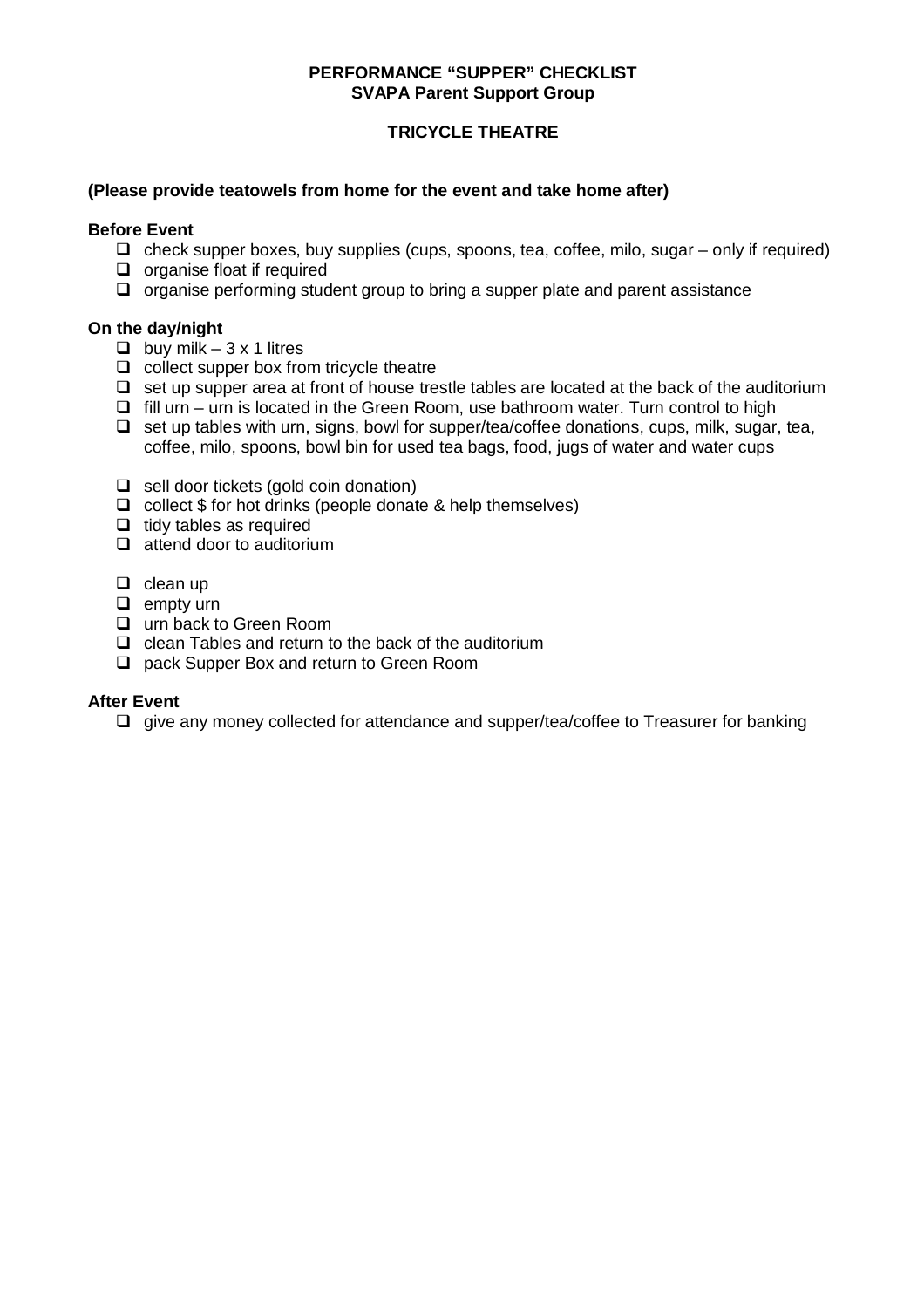**PERFORMANCE "SUPPER" CHECKLIST**
**SVAPA Parent Support Group**

**TRICYCLE THEATRE**

**(Please provide teatowels from home for the event and take home after)**

**Before Event**

- ❑ check supper boxes, buy supplies (cups, spoons, tea, coffee, milo, sugar – only if required)
- ❑ organise float if required
- ❑ organise performing student group to bring a supper plate and parent assistance

**On the day/night**

- ❑ buy milk – 3 x 1 litres
- ❑ collect supper box from tricycle theatre
- ❑ set up supper area at front of house trestle tables are located at the back of the auditorium
- ❑ fill urn – urn is located in the Green Room, use bathroom water. Turn control to high
- ❑ set up tables with urn, signs, bowl for supper/tea/coffee donations, cups, milk, sugar, tea, coffee, milo, spoons, bowl bin for used tea bags, food, jugs of water and water cups

- ❑ sell door tickets (gold coin donation)
- ❑ collect $ for hot drinks (people donate & help themselves)
- ❑ tidy tables as required
- ❑ attend door to auditorium

- ❑ clean up
- ❑ empty urn
- ❑ urn back to Green Room
- ❑ clean Tables and return to the back of the auditorium
- ❑ pack Supper Box and return to Green Room

**After Event**

- ❑ give any money collected for attendance and supper/tea/coffee to Treasurer for banking